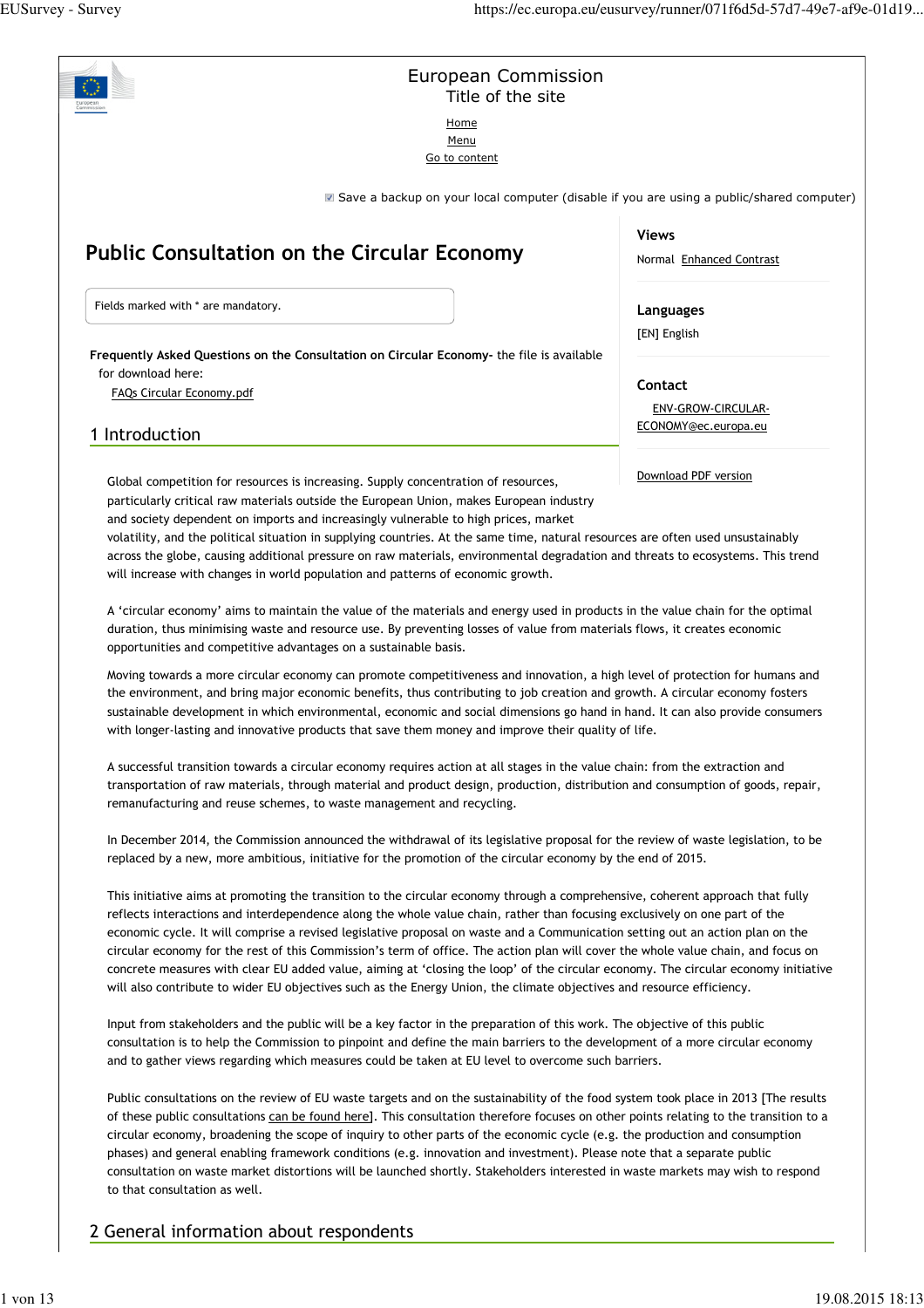European Commission
Title of the site

Home
Menu
Go to content

Save a backup on your local computer (disable if you are using a public/shared computer)

# Public Consultation on the Circular Economy

Views

Normal Enhanced Contrast

Languages

[EN] English

Contact

ENV-GROW-CIRCULAR-ECONOMY@ec.europa.eu

Download PDF version

Fields marked with * are mandatory.

**Frequently Asked Questions on the Consultation on Circular Economy-** the file is available for download here:

FAQs Circular Economy.pdf

## 1 Introduction

Global competition for resources is increasing. Supply concentration of resources, particularly critical raw materials outside the European Union, makes European industry and society dependent on imports and increasingly vulnerable to high prices, market volatility, and the political situation in supplying countries. At the same time, natural resources are often used unsustainably across the globe, causing additional pressure on raw materials, environmental degradation and threats to ecosystems. This trend will increase with changes in world population and patterns of economic growth.

A 'circular economy' aims to maintain the value of the materials and energy used in products in the value chain for the optimal duration, thus minimising waste and resource use. By preventing losses of value from materials flows, it creates economic opportunities and competitive advantages on a sustainable basis.

Moving towards a more circular economy can promote competitiveness and innovation, a high level of protection for humans and the environment, and bring major economic benefits, thus contributing to job creation and growth. A circular economy fosters sustainable development in which environmental, economic and social dimensions go hand in hand. It can also provide consumers with longer-lasting and innovative products that save them money and improve their quality of life.

A successful transition towards a circular economy requires action at all stages in the value chain: from the extraction and transportation of raw materials, through material and product design, production, distribution and consumption of goods, repair, remanufacturing and reuse schemes, to waste management and recycling.

In December 2014, the Commission announced the withdrawal of its legislative proposal for the review of waste legislation, to be replaced by a new, more ambitious, initiative for the promotion of the circular economy by the end of 2015.

This initiative aims at promoting the transition to the circular economy through a comprehensive, coherent approach that fully reflects interactions and interdependence along the whole value chain, rather than focusing exclusively on one part of the economic cycle. It will comprise a revised legislative proposal on waste and a Communication setting out an action plan on the circular economy for the rest of this Commission's term of office. The action plan will cover the whole value chain, and focus on concrete measures with clear EU added value, aiming at 'closing the loop' of the circular economy. The circular economy initiative will also contribute to wider EU objectives such as the Energy Union, the climate objectives and resource efficiency.

Input from stakeholders and the public will be a key factor in the preparation of this work. The objective of this public consultation is to help the Commission to pinpoint and define the main barriers to the development of a more circular economy and to gather views regarding which measures could be taken at EU level to overcome such barriers.

Public consultations on the review of EU waste targets and on the sustainability of the food system took place in 2013 [The results of these public consultations can be found here]. This consultation therefore focuses on other points relating to the transition to a circular economy, broadening the scope of inquiry to other parts of the economic cycle (e.g. the production and consumption phases) and general enabling framework conditions (e.g. innovation and investment). Please note that a separate public consultation on waste market distortions will be launched shortly. Stakeholders interested in waste markets may wish to respond to that consultation as well.

## 2 General information about respondents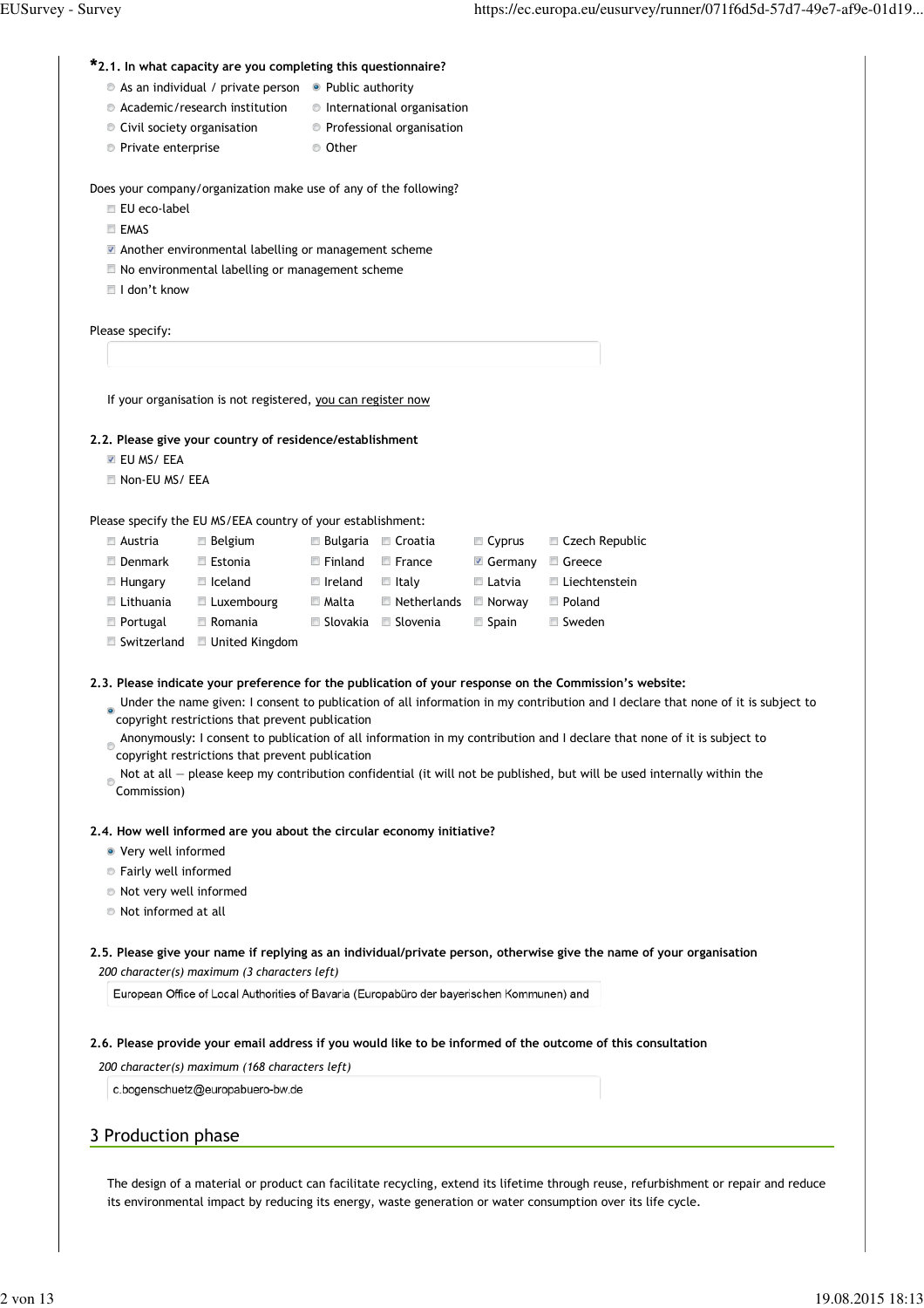**\*2.1. In what capacity are you completing this questionnaire?**

- ○ As an individual / private person
- ● Public authority
- ○ Academic/research institution
- ○ International organisation
- ○ Civil society organisation
- ○ Professional organisation
- ○ Private enterprise
- ○ Other

Does your company/organization make use of any of the following?

- ☐ EU eco-label
- ☐ EMAS
- ☑ Another environmental labelling or management scheme
- ☐ No environmental labelling or management scheme
- ☐ I don't know

Please specify:

If your organisation is not registered, you can register now

**2.2. Please give your country of residence/establishment**

- ☑ EU MS/ EEA
- ☐ Non-EU MS/ EEA

Please specify the EU MS/EEA country of your establishment:

| | | | | | |
|---|---|---|---|---|---|
| ☐ Austria | ☐ Belgium | ☐ Bulgaria | ☐ Croatia | ☐ Cyprus | ☐ Czech Republic |
| ☐ Denmark | ☐ Estonia | ☐ Finland | ☐ France | ☑ Germany | ☐ Greece |
| ☐ Hungary | ☐ Iceland | ☐ Ireland | ☐ Italy | ☐ Latvia | ☐ Liechtenstein |
| ☐ Lithuania | ☐ Luxembourg | ☐ Malta | ☐ Netherlands | ☐ Norway | ☐ Poland |
| ☐ Portugal | ☐ Romania | ☐ Slovakia | ☐ Slovenia | ☐ Spain | ☐ Sweden |
| ☐ Switzerland | ☐ United Kingdom | | | | |

**2.3. Please indicate your preference for the publication of your response on the Commission's website:**

- ● Under the name given: I consent to publication of all information in my contribution and I declare that none of it is subject to copyright restrictions that prevent publication
- ○ Anonymously: I consent to publication of all information in my contribution and I declare that none of it is subject to copyright restrictions that prevent publication
- ○ Not at all — please keep my contribution confidential (it will not be published, but will be used internally within the Commission)

**2.4. How well informed are you about the circular economy initiative?**

- ● Very well informed
- ○ Fairly well informed
- ○ Not very well informed
- ○ Not informed at all

**2.5. Please give your name if replying as an individual/private person, otherwise give the name of your organisation**

*200 character(s) maximum (3 characters left)*

European Office of Local Authorities of Bavaria (Europabüro der bayerischen Kommunen) and

**2.6. Please provide your email address if you would like to be informed of the outcome of this consultation**

*200 character(s) maximum (168 characters left)*

c.bogenschuetz@europabuero-bw.de

## 3 Production phase

The design of a material or product can facilitate recycling, extend its lifetime through reuse, refurbishment or repair and reduce its environmental impact by reducing its energy, waste generation or water consumption over its life cycle.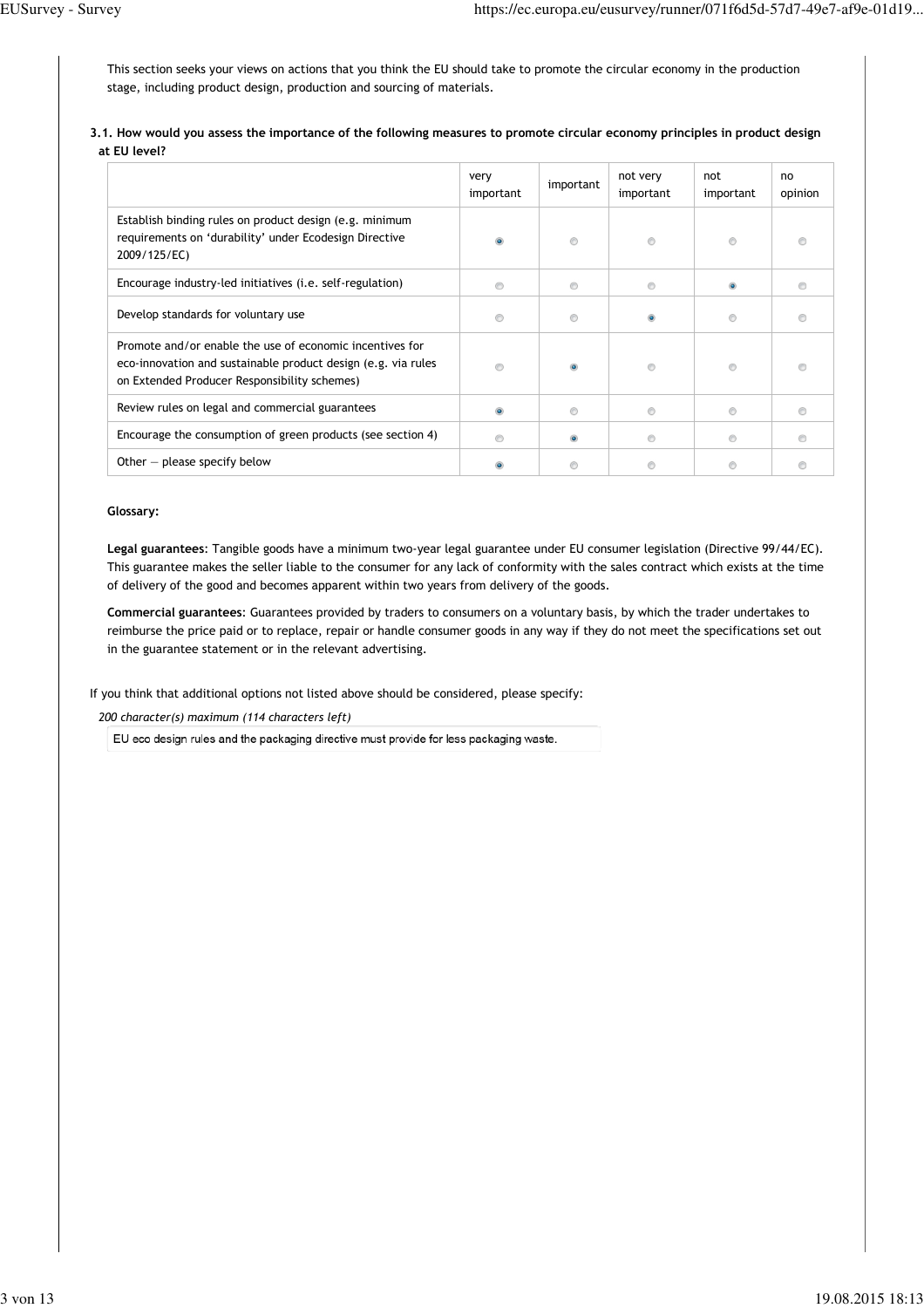This section seeks your views on actions that you think the EU should take to promote the circular economy in the production stage, including product design, production and sourcing of materials.

**3.1. How would you assess the importance of the following measures to promote circular economy principles in product design at EU level?**

| | very important | important | not very important | not important | no opinion |
|---|---|---|---|---|---|
| Establish binding rules on product design (e.g. minimum requirements on 'durability' under Ecodesign Directive 2009/125/EC) | ● | ○ | ○ | ○ | ○ |
| Encourage industry-led initiatives (i.e. self-regulation) | ○ | ○ | ○ | ● | ○ |
| Develop standards for voluntary use | ○ | ○ | ● | ○ | ○ |
| Promote and/or enable the use of economic incentives for eco-innovation and sustainable product design (e.g. via rules on Extended Producer Responsibility schemes) | ○ | ● | ○ | ○ | ○ |
| Review rules on legal and commercial guarantees | ● | ○ | ○ | ○ | ○ |
| Encourage the consumption of green products (see section 4) | ○ | ● | ○ | ○ | ○ |
| Other — please specify below | ● | ○ | ○ | ○ | ○ |

**Glossary:**

**Legal guarantees**: Tangible goods have a minimum two-year legal guarantee under EU consumer legislation (Directive 99/44/EC). This guarantee makes the seller liable to the consumer for any lack of conformity with the sales contract which exists at the time of delivery of the good and becomes apparent within two years from delivery of the goods.

**Commercial guarantees**: Guarantees provided by traders to consumers on a voluntary basis, by which the trader undertakes to reimburse the price paid or to replace, repair or handle consumer goods in any way if they do not meet the specifications set out in the guarantee statement or in the relevant advertising.

If you think that additional options not listed above should be considered, please specify:

*200 character(s) maximum (114 characters left)*

EU eco design rules and the packaging directive must provide for less packaging waste.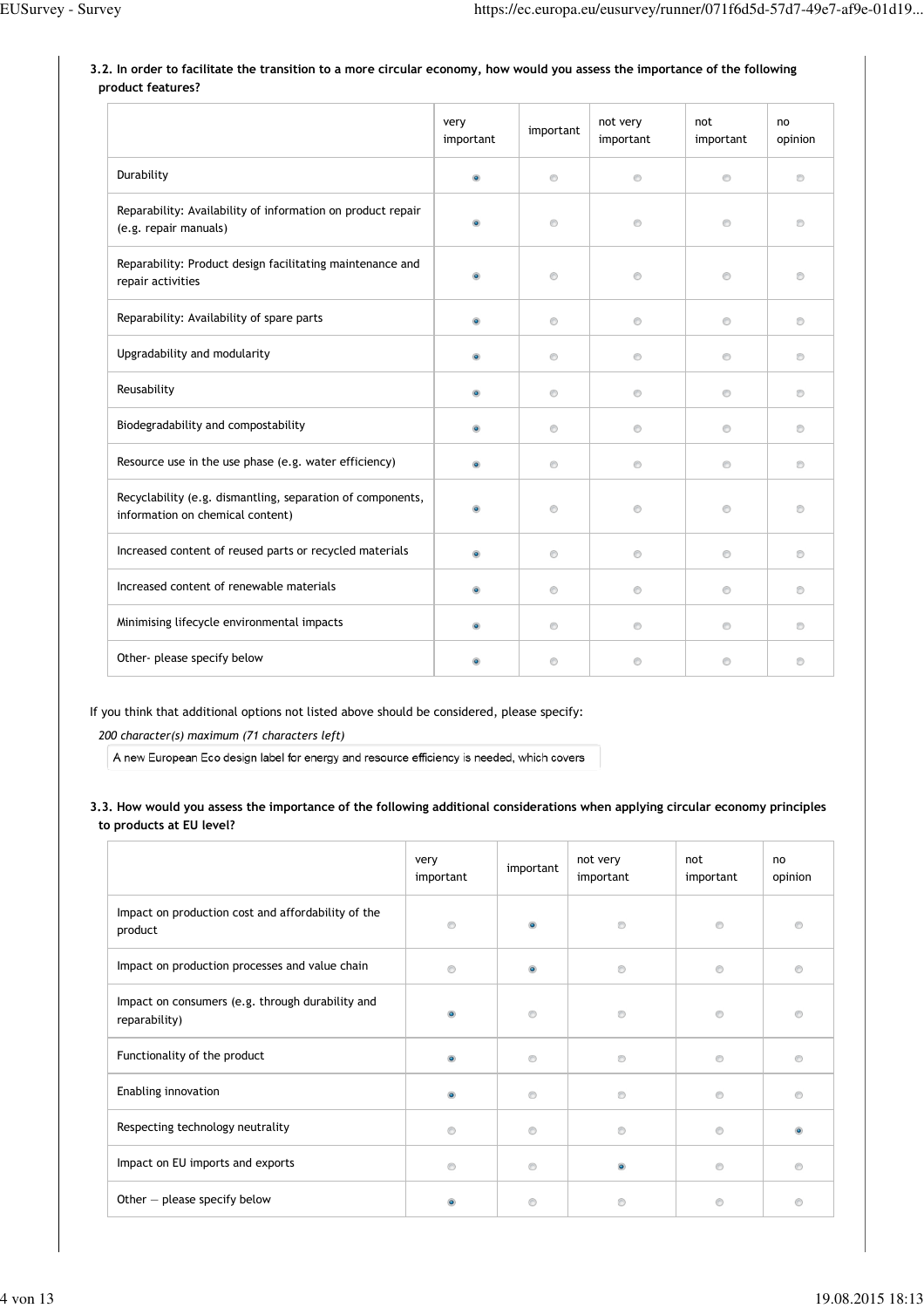**3.2. In order to facilitate the transition to a more circular economy, how would you assess the importance of the following product features?**

| | very important | important | not very important | not important | no opinion |
|---|---|---|---|---|---|
| Durability | ◉ | ○ | ○ | ○ | ○ |
| Reparability: Availability of information on product repair (e.g. repair manuals) | ◉ | ○ | ○ | ○ | ○ |
| Reparability: Product design facilitating maintenance and repair activities | ◉ | ○ | ○ | ○ | ○ |
| Reparability: Availability of spare parts | ◉ | ○ | ○ | ○ | ○ |
| Upgradability and modularity | ◉ | ○ | ○ | ○ | ○ |
| Reusability | ◉ | ○ | ○ | ○ | ○ |
| Biodegradability and compostability | ◉ | ○ | ○ | ○ | ○ |
| Resource use in the use phase (e.g. water efficiency) | ◉ | ○ | ○ | ○ | ○ |
| Recyclability (e.g. dismantling, separation of components, information on chemical content) | ◉ | ○ | ○ | ○ | ○ |
| Increased content of reused parts or recycled materials | ◉ | ○ | ○ | ○ | ○ |
| Increased content of renewable materials | ◉ | ○ | ○ | ○ | ○ |
| Minimising lifecycle environmental impacts | ◉ | ○ | ○ | ○ | ○ |
| Other- please specify below | ◉ | ○ | ○ | ○ | ○ |

If you think that additional options not listed above should be considered, please specify:

*200 character(s) maximum (71 characters left)*

A new European Eco design label for energy and resource efficiency is needed, which covers

**3.3. How would you assess the importance of the following additional considerations when applying circular economy principles to products at EU level?**

| | very important | important | not very important | not important | no opinion |
|---|---|---|---|---|---|
| Impact on production cost and affordability of the product | ○ | ◉ | ○ | ○ | ○ |
| Impact on production processes and value chain | ○ | ◉ | ○ | ○ | ○ |
| Impact on consumers (e.g. through durability and reparability) | ◉ | ○ | ○ | ○ | ○ |
| Functionality of the product | ◉ | ○ | ○ | ○ | ○ |
| Enabling innovation | ◉ | ○ | ○ | ○ | ○ |
| Respecting technology neutrality | ○ | ○ | ○ | ○ | ◉ |
| Impact on EU imports and exports | ○ | ○ | ◉ | ○ | ○ |
| Other — please specify below | ◉ | ○ | ○ | ○ | ○ |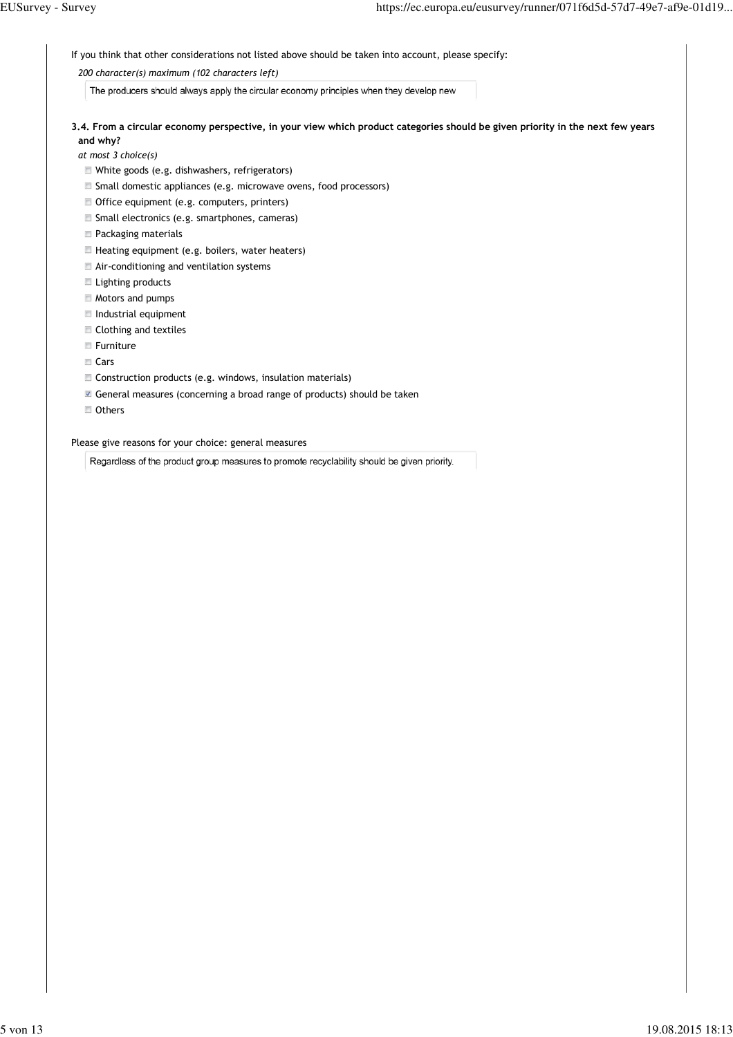If you think that other considerations not listed above should be taken into account, please specify:

*200 character(s) maximum (102 characters left)*

The producers should always apply the circular economy principles when they develop new

**3.4. From a circular economy perspective, in your view which product categories should be given priority in the next few years and why?**

*at most 3 choice(s)*

- [ ] White goods (e.g. dishwashers, refrigerators)
- [ ] Small domestic appliances (e.g. microwave ovens, food processors)
- [ ] Office equipment (e.g. computers, printers)
- [ ] Small electronics (e.g. smartphones, cameras)
- [ ] Packaging materials
- [ ] Heating equipment (e.g. boilers, water heaters)
- [ ] Air-conditioning and ventilation systems
- [ ] Lighting products
- [ ] Motors and pumps
- [ ] Industrial equipment
- [ ] Clothing and textiles
- [ ] Furniture
- [ ] Cars
- [ ] Construction products (e.g. windows, insulation materials)
- [x] General measures (concerning a broad range of products) should be taken
- [ ] Others

Please give reasons for your choice: general measures

Regardless of the product group measures to promote recyclability should be given priority.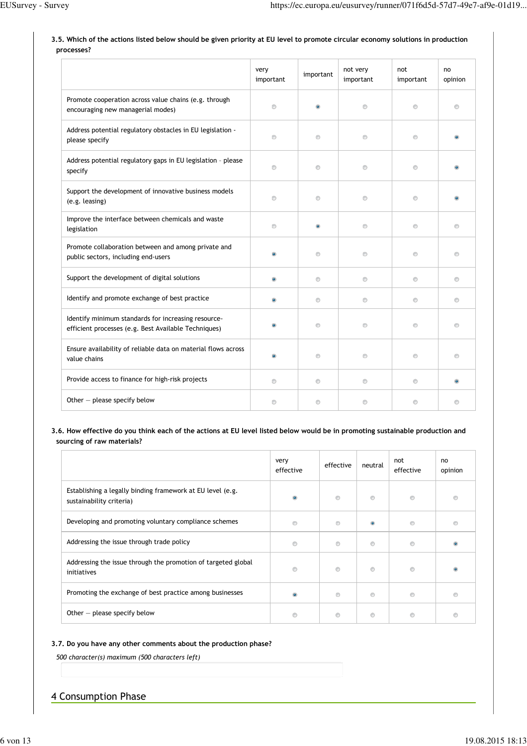**3.5. Which of the actions listed below should be given priority at EU level to promote circular economy solutions in production processes?**

| | very important | important | not very important | not important | no opinion |
|---|---|---|---|---|---|
| Promote cooperation across value chains (e.g. through encouraging new managerial modes) | | ◉ | | | |
| Address potential regulatory obstacles in EU legislation - please specify | | | | | ◉ |
| Address potential regulatory gaps in EU legislation – please specify | | | | | ◉ |
| Support the development of innovative business models (e.g. leasing) | | | | | ◉ |
| Improve the interface between chemicals and waste legislation | | ◉ | | | |
| Promote collaboration between and among private and public sectors, including end-users | ◉ | | | | |
| Support the development of digital solutions | ◉ | | | | |
| Identify and promote exchange of best practice | ◉ | | | | |
| Identify minimum standards for increasing resource-efficient processes (e.g. Best Available Techniques) | ◉ | | | | |
| Ensure availability of reliable data on material flows across value chains | ◉ | | | | |
| Provide access to finance for high-risk projects | | | | | ◉ |
| Other — please specify below | | | | | |

**3.6. How effective do you think each of the actions at EU level listed below would be in promoting sustainable production and sourcing of raw materials?**

| | very effective | effective | neutral | not effective | no opinion |
|---|---|---|---|---|---|
| Establishing a legally binding framework at EU level (e.g. sustainability criteria) | ◉ | | | | |
| Developing and promoting voluntary compliance schemes | | | ◉ | | |
| Addressing the issue through trade policy | | | | | ◉ |
| Addressing the issue through the promotion of targeted global initiatives | | | | | ◉ |
| Promoting the exchange of best practice among businesses | ◉ | | | | |
| Other — please specify below | | | | | |

**3.7. Do you have any other comments about the production phase?**

*500 character(s) maximum (500 characters left)*

## 4 Consumption Phase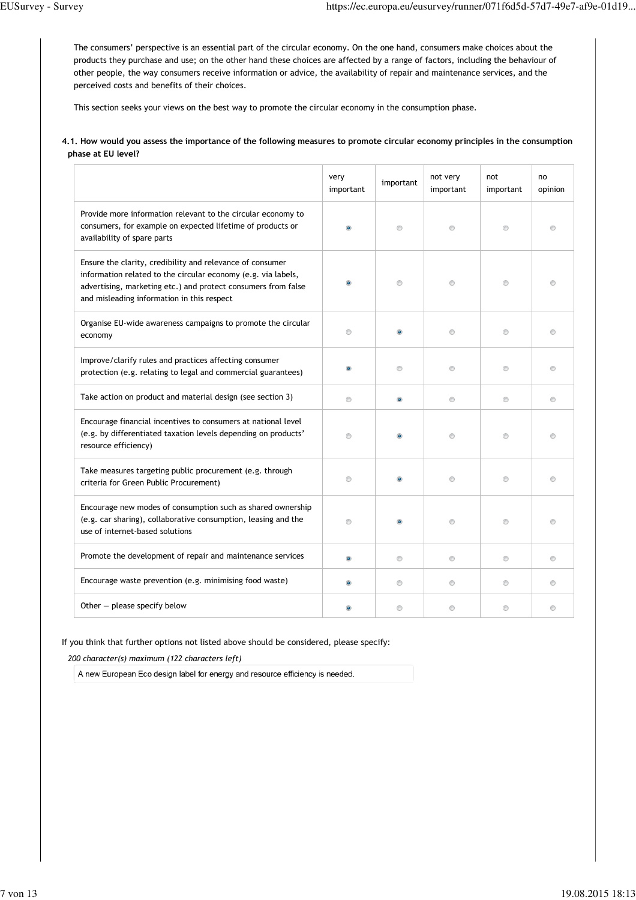The consumers' perspective is an essential part of the circular economy. On the one hand, consumers make choices about the products they purchase and use; on the other hand these choices are affected by a range of factors, including the behaviour of other people, the way consumers receive information or advice, the availability of repair and maintenance services, and the perceived costs and benefits of their choices.

This section seeks your views on the best way to promote the circular economy in the consumption phase.

**4.1. How would you assess the importance of the following measures to promote circular economy principles in the consumption phase at EU level?**

| | very important | important | not very important | not important | no opinion |
|---|---|---|---|---|---|
| Provide more information relevant to the circular economy to consumers, for example on expected lifetime of products or availability of spare parts | ◉ | ○ | ○ | ○ | ○ |
| Ensure the clarity, credibility and relevance of consumer information related to the circular economy (e.g. via labels, advertising, marketing etc.) and protect consumers from false and misleading information in this respect | ◉ | ○ | ○ | ○ | ○ |
| Organise EU-wide awareness campaigns to promote the circular economy | ○ | ◉ | ○ | ○ | ○ |
| Improve/clarify rules and practices affecting consumer protection (e.g. relating to legal and commercial guarantees) | ◉ | ○ | ○ | ○ | ○ |
| Take action on product and material design (see section 3) | ○ | ◉ | ○ | ○ | ○ |
| Encourage financial incentives to consumers at national level (e.g. by differentiated taxation levels depending on products' resource efficiency) | ○ | ◉ | ○ | ○ | ○ |
| Take measures targeting public procurement (e.g. through criteria for Green Public Procurement) | ○ | ◉ | ○ | ○ | ○ |
| Encourage new modes of consumption such as shared ownership (e.g. car sharing), collaborative consumption, leasing and the use of internet-based solutions | ○ | ◉ | ○ | ○ | ○ |
| Promote the development of repair and maintenance services | ◉ | ○ | ○ | ○ | ○ |
| Encourage waste prevention (e.g. minimising food waste) | ◉ | ○ | ○ | ○ | ○ |
| Other — please specify below | ◉ | ○ | ○ | ○ | ○ |

If you think that further options not listed above should be considered, please specify:

*200 character(s) maximum (122 characters left)*

A new European Eco design label for energy and resource efficiency is needed.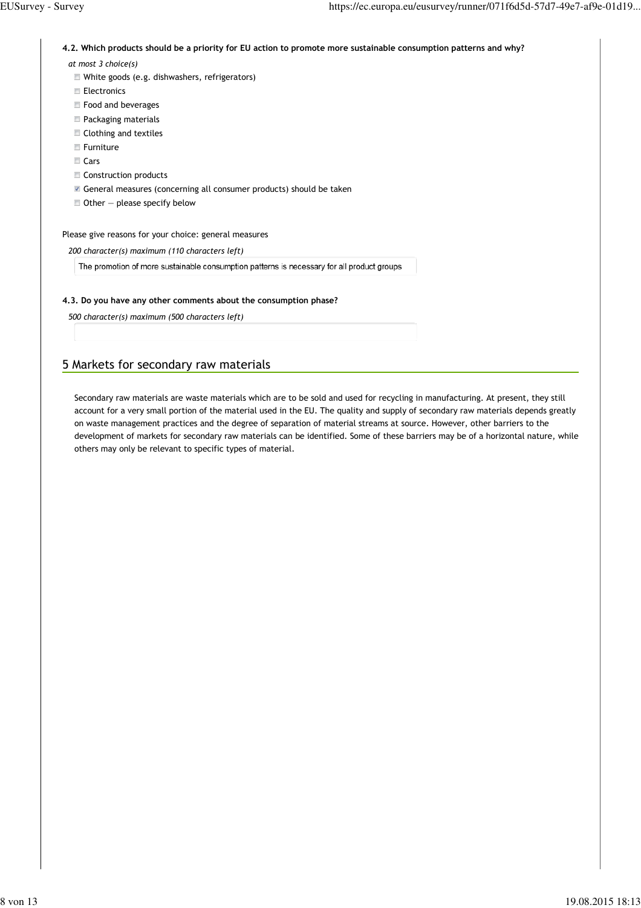**4.2. Which products should be a priority for EU action to promote more sustainable consumption patterns and why?**

*at most 3 choice(s)*

- [ ] White goods (e.g. dishwashers, refrigerators)
- [ ] Electronics
- [ ] Food and beverages
- [ ] Packaging materials
- [ ] Clothing and textiles
- [ ] Furniture
- [ ] Cars
- [ ] Construction products
- [x] General measures (concerning all consumer products) should be taken
- [ ] Other — please specify below

Please give reasons for your choice: general measures

*200 character(s) maximum (110 characters left)*

The promotion of more sustainable consumption patterns is necessary for all product groups

**4.3. Do you have any other comments about the consumption phase?**

*500 character(s) maximum (500 characters left)*

## 5 Markets for secondary raw materials

Secondary raw materials are waste materials which are to be sold and used for recycling in manufacturing. At present, they still account for a very small portion of the material used in the EU. The quality and supply of secondary raw materials depends greatly on waste management practices and the degree of separation of material streams at source. However, other barriers to the development of markets for secondary raw materials can be identified. Some of these barriers may be of a horizontal nature, while others may only be relevant to specific types of material.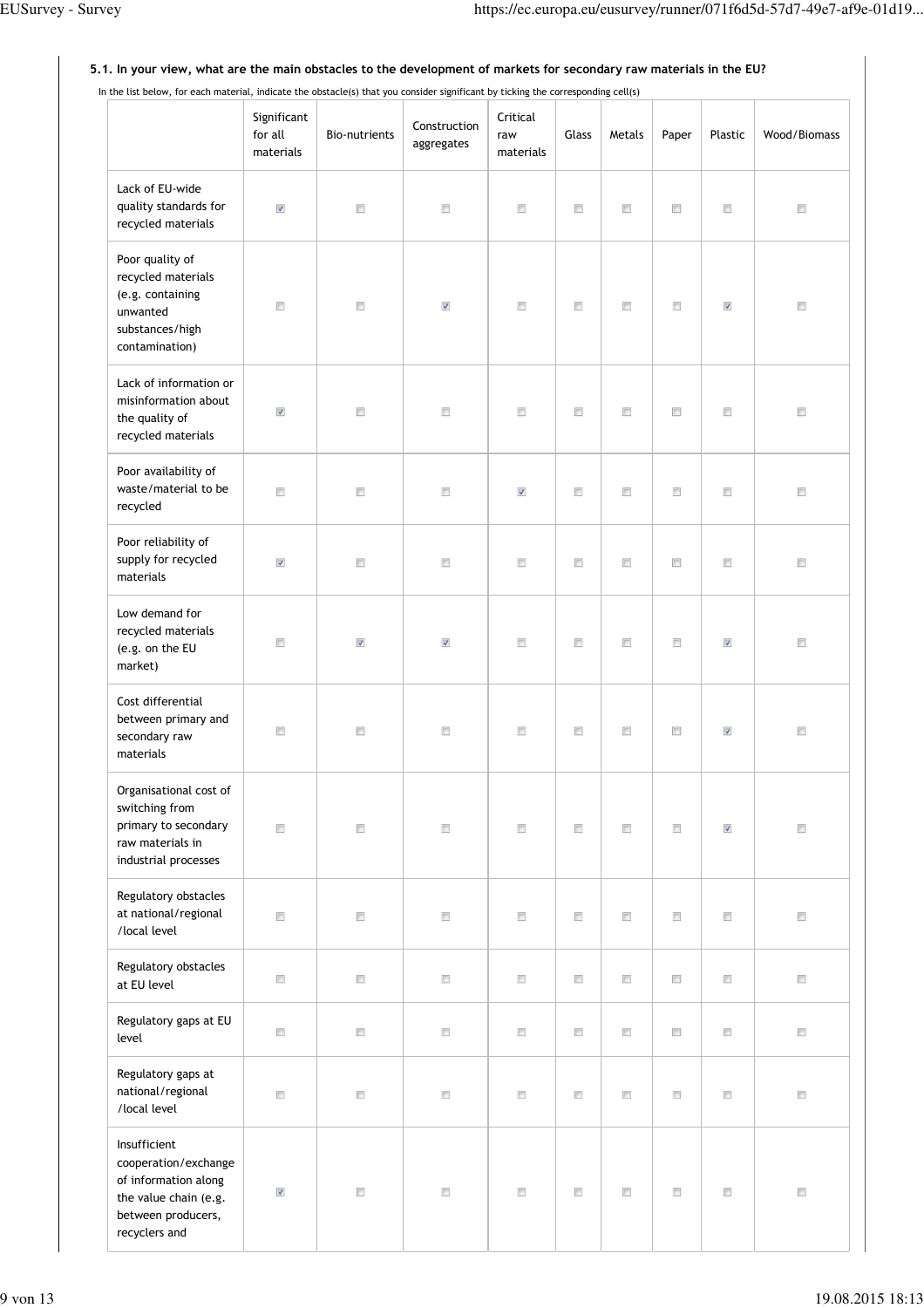**5.1. In your view, what are the main obstacles to the development of markets for secondary raw materials in the EU?**

In the list below, for each material, indicate the obstacle(s) that you consider significant by ticking the corresponding cell(s)

| | Significant for all materials | Bio-nutrients | Construction aggregates | Critical raw materials | Glass | Metals | Paper | Plastic | Wood/Biomass |
|---|---|---|---|---|---|---|---|---|---|
| Lack of EU-wide quality standards for recycled materials | ☑ | ☐ | ☐ | ☐ | ☐ | ☐ | ☐ | ☐ | ☐ |
| Poor quality of recycled materials (e.g. containing unwanted substances/high contamination) | ☐ | ☐ | ☑ | ☐ | ☐ | ☐ | ☐ | ☑ | ☐ |
| Lack of information or misinformation about the quality of recycled materials | ☑ | ☐ | ☐ | ☐ | ☐ | ☐ | ☐ | ☐ | ☐ |
| Poor availability of waste/material to be recycled | ☐ | ☐ | ☐ | ☑ | ☐ | ☐ | ☐ | ☐ | ☐ |
| Poor reliability of supply for recycled materials | ☑ | ☐ | ☐ | ☐ | ☐ | ☐ | ☐ | ☐ | ☐ |
| Low demand for recycled materials (e.g. on the EU market) | ☐ | ☑ | ☑ | ☐ | ☐ | ☐ | ☐ | ☑ | ☐ |
| Cost differential between primary and secondary raw materials | ☐ | ☐ | ☐ | ☐ | ☐ | ☐ | ☐ | ☑ | ☐ |
| Organisational cost of switching from primary to secondary raw materials in industrial processes | ☐ | ☐ | ☐ | ☐ | ☐ | ☐ | ☐ | ☑ | ☐ |
| Regulatory obstacles at national/regional /local level | ☐ | ☐ | ☐ | ☐ | ☐ | ☐ | ☐ | ☐ | ☐ |
| Regulatory obstacles at EU level | ☐ | ☐ | ☐ | ☐ | ☐ | ☐ | ☐ | ☐ | ☐ |
| Regulatory gaps at EU level | ☐ | ☐ | ☐ | ☐ | ☐ | ☐ | ☐ | ☐ | ☐ |
| Regulatory gaps at national/regional /local level | ☐ | ☐ | ☐ | ☐ | ☐ | ☐ | ☐ | ☐ | ☐ |
| Insufficient cooperation/exchange of information along the value chain (e.g. between producers, recyclers and | ☑ | ☐ | ☐ | ☐ | ☐ | ☐ | ☐ | ☐ | ☐ |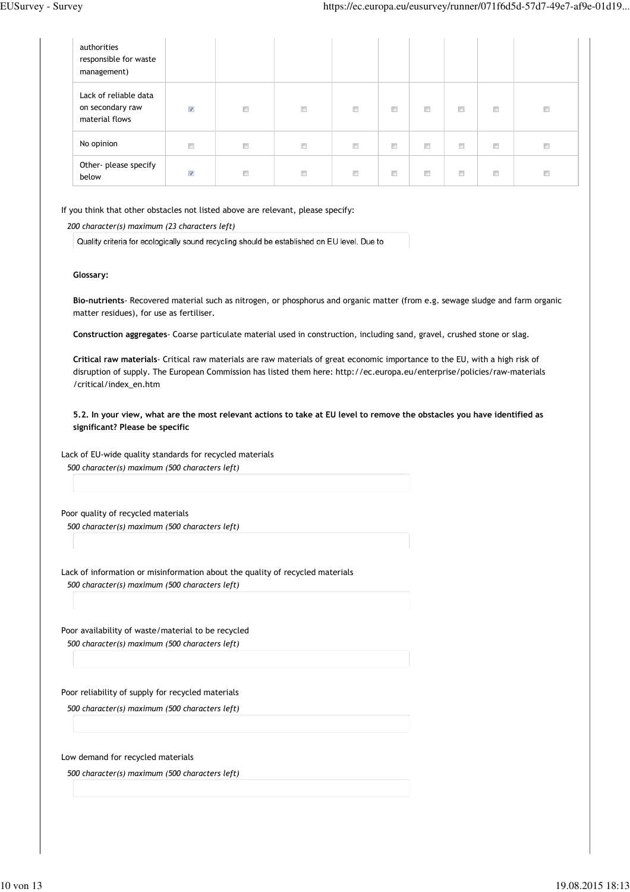| | | | | | | | | | |
|---|---|---|---|---|---|---|---|---|---|
| authorities responsible for waste management) | | | | | | | | | |
| Lack of reliable data on secondary raw material flows | ☑ | ☐ | ☐ | ☐ | ☐ | ☐ | ☐ | ☐ | ☐ |
| No opinion | ☐ | ☐ | ☐ | ☐ | ☐ | ☐ | ☐ | ☐ | ☐ |
| Other- please specify below | ☑ | ☐ | ☐ | ☐ | ☐ | ☐ | ☐ | ☐ | ☐ |

If you think that other obstacles not listed above are relevant, please specify:

*200 character(s) maximum (23 characters left)*

Quality criteria for ecologically sound recycling should be established on EU level. Due to

**Glossary:**

**Bio-nutrients**- Recovered material such as nitrogen, or phosphorus and organic matter (from e.g. sewage sludge and farm organic matter residues), for use as fertiliser.

**Construction aggregates**- Coarse particulate material used in construction, including sand, gravel, crushed stone or slag.

**Critical raw materials**- Critical raw materials are raw materials of great economic importance to the EU, with a high risk of disruption of supply. The European Commission has listed them here: http://ec.europa.eu/enterprise/policies/raw-materials/critical/index_en.htm

**5.2. In your view, what are the most relevant actions to take at EU level to remove the obstacles you have identified as significant? Please be specific**

Lack of EU-wide quality standards for recycled materials

*500 character(s) maximum (500 characters left)*

Poor quality of recycled materials

*500 character(s) maximum (500 characters left)*

Lack of information or misinformation about the quality of recycled materials

*500 character(s) maximum (500 characters left)*

Poor availability of waste/material to be recycled

*500 character(s) maximum (500 characters left)*

Poor reliability of supply for recycled materials

*500 character(s) maximum (500 characters left)*

Low demand for recycled materials

*500 character(s) maximum (500 characters left)*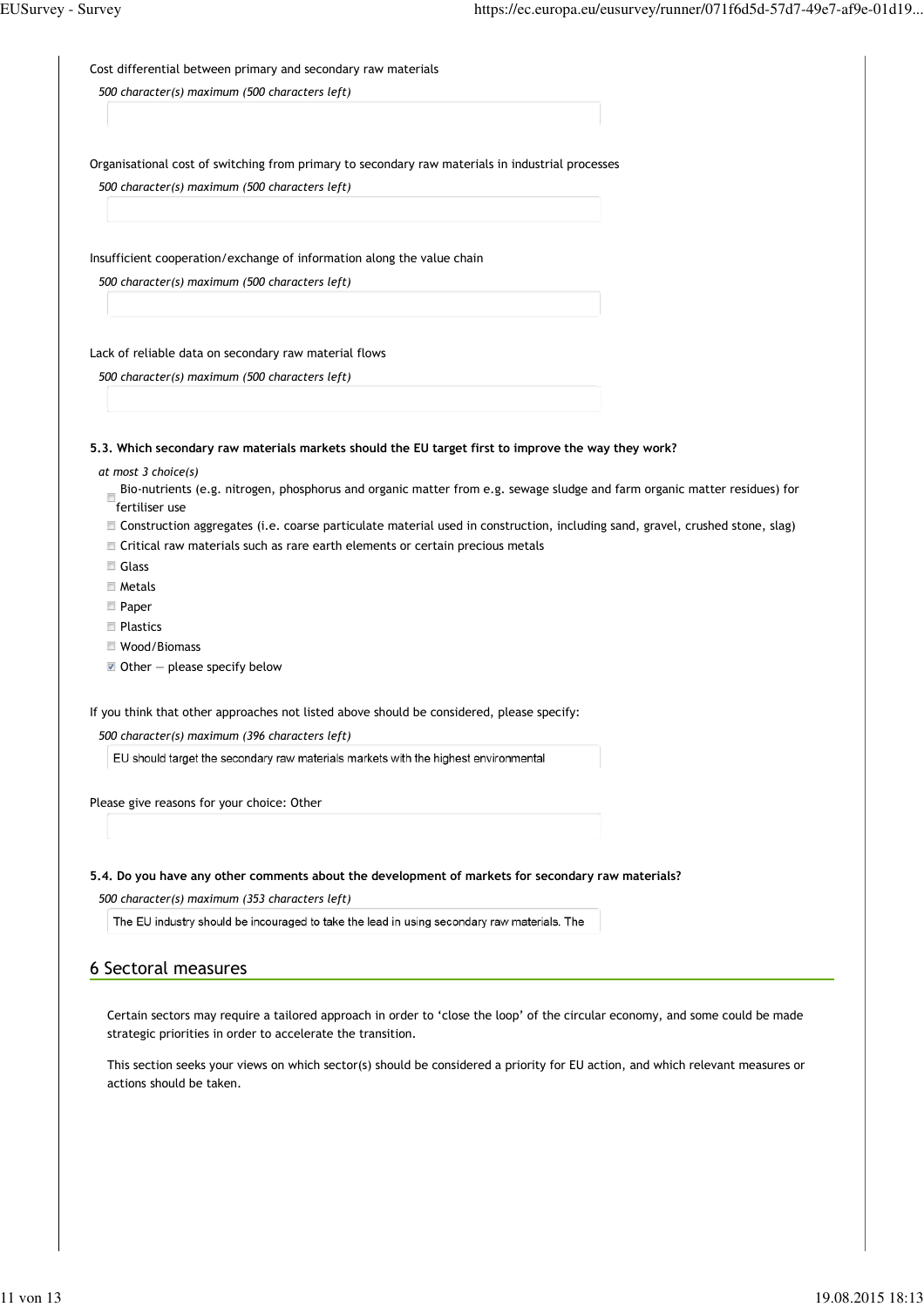Cost differential between primary and secondary raw materials

*500 character(s) maximum (500 characters left)*

Organisational cost of switching from primary to secondary raw materials in industrial processes

*500 character(s) maximum (500 characters left)*

Insufficient cooperation/exchange of information along the value chain

*500 character(s) maximum (500 characters left)*

Lack of reliable data on secondary raw material flows

*500 character(s) maximum (500 characters left)*

**5.3. Which secondary raw materials markets should the EU target first to improve the way they work?**

*at most 3 choice(s)*

- [ ] Bio-nutrients (e.g. nitrogen, phosphorus and organic matter from e.g. sewage sludge and farm organic matter residues) for fertiliser use
- [ ] Construction aggregates (i.e. coarse particulate material used in construction, including sand, gravel, crushed stone, slag)
- [ ] Critical raw materials such as rare earth elements or certain precious metals
- [ ] Glass
- [ ] Metals
- [ ] Paper
- [ ] Plastics
- [ ] Wood/Biomass
- [x] Other — please specify below

If you think that other approaches not listed above should be considered, please specify:

*500 character(s) maximum (396 characters left)*

EU should target the secondary raw materials markets with the highest environmental

Please give reasons for your choice: Other

**5.4. Do you have any other comments about the development of markets for secondary raw materials?**

*500 character(s) maximum (353 characters left)*

The EU industry should be incouraged to take the lead in using secondary raw materials. The

## 6 Sectoral measures

Certain sectors may require a tailored approach in order to 'close the loop' of the circular economy, and some could be made strategic priorities in order to accelerate the transition.

This section seeks your views on which sector(s) should be considered a priority for EU action, and which relevant measures or actions should be taken.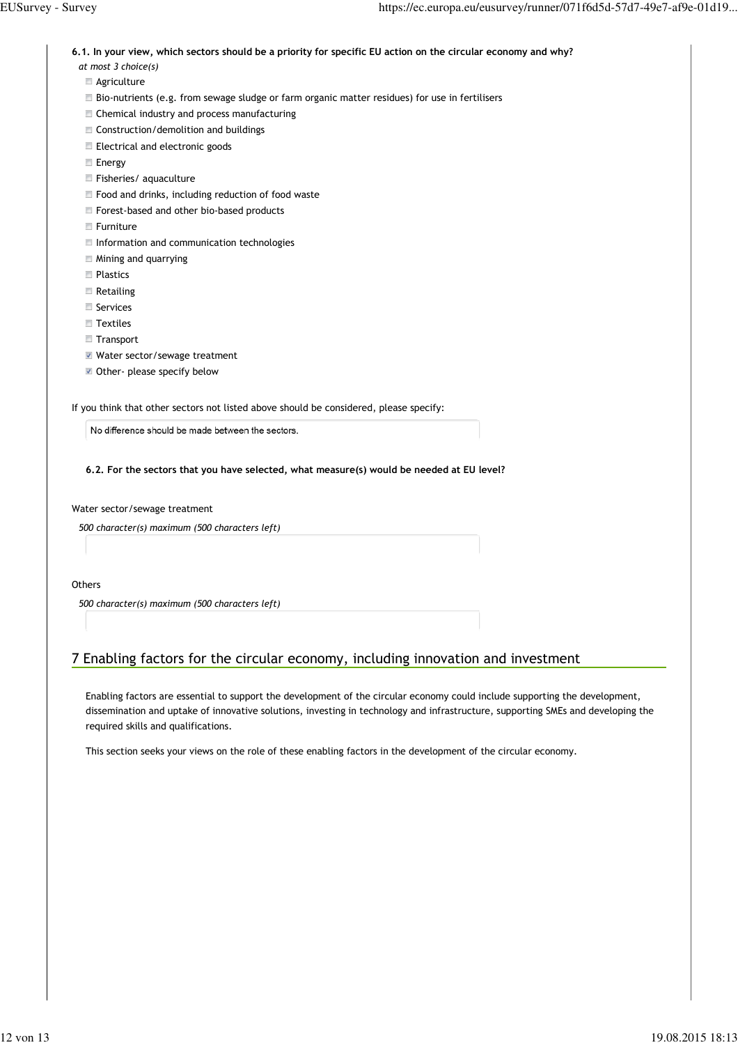**6.1. In your view, which sectors should be a priority for specific EU action on the circular economy and why?**

*at most 3 choice(s)*

- [ ] Agriculture
- [ ] Bio-nutrients (e.g. from sewage sludge or farm organic matter residues) for use in fertilisers
- [ ] Chemical industry and process manufacturing
- [ ] Construction/demolition and buildings
- [ ] Electrical and electronic goods
- [ ] Energy
- [ ] Fisheries/ aquaculture
- [ ] Food and drinks, including reduction of food waste
- [ ] Forest-based and other bio-based products
- [ ] Furniture
- [ ] Information and communication technologies
- [ ] Mining and quarrying
- [ ] Plastics
- [ ] Retailing
- [ ] Services
- [ ] Textiles
- [ ] Transport
- [x] Water sector/sewage treatment
- [x] Other- please specify below

If you think that other sectors not listed above should be considered, please specify:

No difference should be made between the sectors.

**6.2. For the sectors that you have selected, what measure(s) would be needed at EU level?**

Water sector/sewage treatment

*500 character(s) maximum (500 characters left)*

Others

*500 character(s) maximum (500 characters left)*

## 7 Enabling factors for the circular economy, including innovation and investment

Enabling factors are essential to support the development of the circular economy could include supporting the development, dissemination and uptake of innovative solutions, investing in technology and infrastructure, supporting SMEs and developing the required skills and qualifications.

This section seeks your views on the role of these enabling factors in the development of the circular economy.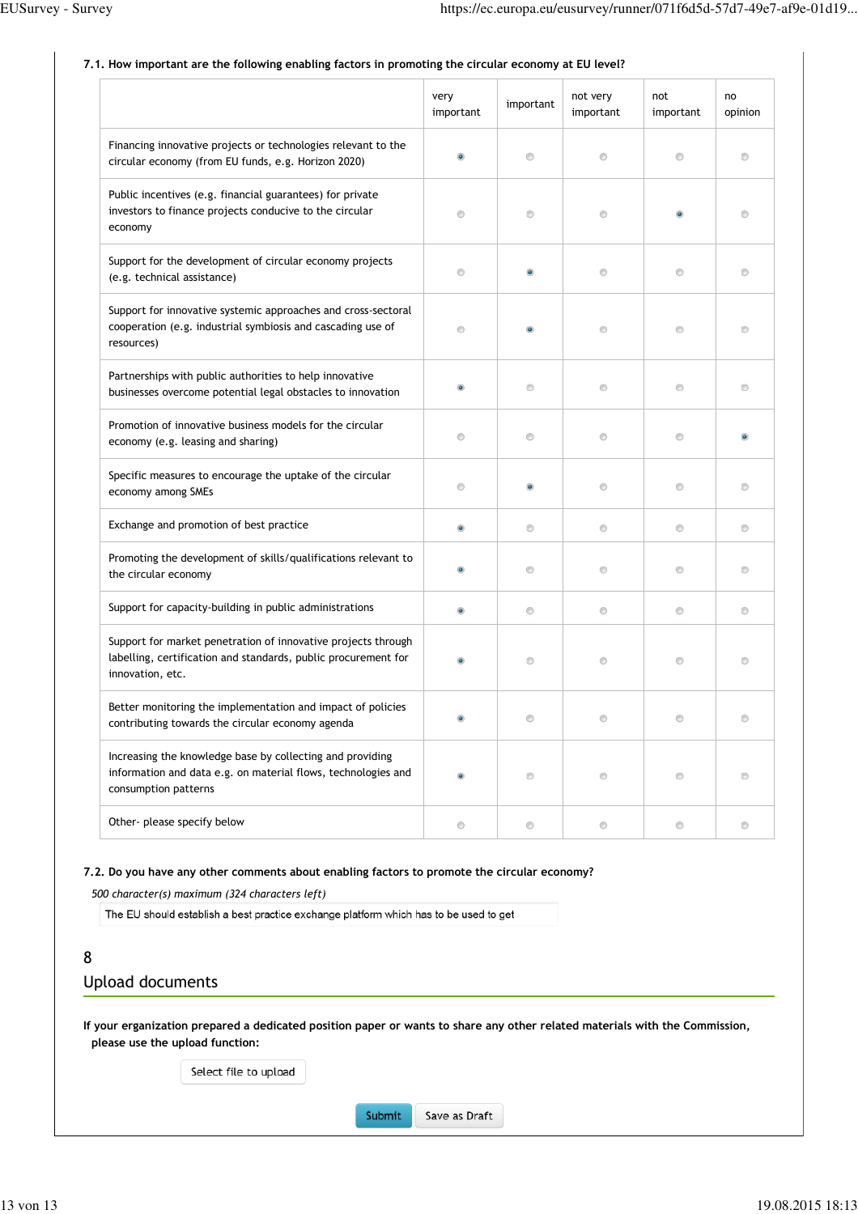**7.1. How important are the following enabling factors in promoting the circular economy at EU level?**

| | very important | important | not very important | not important | no opinion |
|---|---|---|---|---|---|
| Financing innovative projects or technologies relevant to the circular economy (from EU funds, e.g. Horizon 2020) | ● | ○ | ○ | ○ | ○ |
| Public incentives (e.g. financial guarantees) for private investors to finance projects conducive to the circular economy | ○ | ○ | ○ | ● | ○ |
| Support for the development of circular economy projects (e.g. technical assistance) | ○ | ● | ○ | ○ | ○ |
| Support for innovative systemic approaches and cross-sectoral cooperation (e.g. industrial symbiosis and cascading use of resources) | ○ | ● | ○ | ○ | ○ |
| Partnerships with public authorities to help innovative businesses overcome potential legal obstacles to innovation | ● | ○ | ○ | ○ | ○ |
| Promotion of innovative business models for the circular economy (e.g. leasing and sharing) | ○ | ○ | ○ | ○ | ● |
| Specific measures to encourage the uptake of the circular economy among SMEs | ○ | ● | ○ | ○ | ○ |
| Exchange and promotion of best practice | ● | ○ | ○ | ○ | ○ |
| Promoting the development of skills/qualifications relevant to the circular economy | ● | ○ | ○ | ○ | ○ |
| Support for capacity-building in public administrations | ● | ○ | ○ | ○ | ○ |
| Support for market penetration of innovative projects through labelling, certification and standards, public procurement for innovation, etc. | ● | ○ | ○ | ○ | ○ |
| Better monitoring the implementation and impact of policies contributing towards the circular economy agenda | ● | ○ | ○ | ○ | ○ |
| Increasing the knowledge base by collecting and providing information and data e.g. on material flows, technologies and consumption patterns | ● | ○ | ○ | ○ | ○ |
| Other- please specify below | ○ | ○ | ○ | ○ | ○ |

**7.2. Do you have any other comments about enabling factors to promote the circular economy?**

*500 character(s) maximum (324 characters left)*

The EU should establish a best practice exchange platform which has to be used to get

## 8

## Upload documents

**If your organization prepared a dedicated position paper or wants to share any other related materials with the Commission, please use the upload function:**

Select file to upload

Submit | Save as Draft